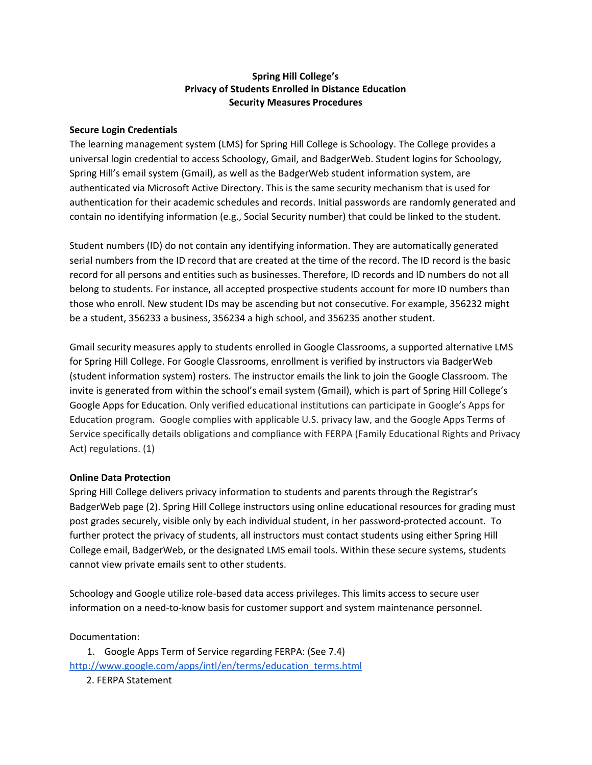**Spring Hill College's**
**Privacy of Students Enrolled in Distance Education**
**Security Measures Procedures**

## Secure Login Credentials

The learning management system (LMS) for Spring Hill College is Schoology. The College provides a universal login credential to access Schoology, Gmail, and BadgerWeb. Student logins for Schoology, Spring Hill's email system (Gmail), as well as the BadgerWeb student information system, are authenticated via Microsoft Active Directory. This is the same security mechanism that is used for authentication for their academic schedules and records. Initial passwords are randomly generated and contain no identifying information (e.g., Social Security number) that could be linked to the student.

Student numbers (ID) do not contain any identifying information. They are automatically generated serial numbers from the ID record that are created at the time of the record. The ID record is the basic record for all persons and entities such as businesses. Therefore, ID records and ID numbers do not all belong to students. For instance, all accepted prospective students account for more ID numbers than those who enroll. New student IDs may be ascending but not consecutive. For example, 356232 might be a student, 356233 a business, 356234 a high school, and 356235 another student.

Gmail security measures apply to students enrolled in Google Classrooms, a supported alternative LMS for Spring Hill College. For Google Classrooms, enrollment is verified by instructors via BadgerWeb (student information system) rosters. The instructor emails the link to join the Google Classroom. The invite is generated from within the school's email system (Gmail), which is part of Spring Hill College's Google Apps for Education. Only verified educational institutions can participate in Google's Apps for Education program. Google complies with applicable U.S. privacy law, and the Google Apps Terms of Service specifically details obligations and compliance with FERPA (Family Educational Rights and Privacy Act) regulations. (1)

## Online Data Protection

Spring Hill College delivers privacy information to students and parents through the Registrar's BadgerWeb page (2). Spring Hill College instructors using online educational resources for grading must post grades securely, visible only by each individual student, in her password-protected account. To further protect the privacy of students, all instructors must contact students using either Spring Hill College email, BadgerWeb, or the designated LMS email tools. Within these secure systems, students cannot view private emails sent to other students.

Schoology and Google utilize role-based data access privileges. This limits access to secure user information on a need-to-know basis for customer support and system maintenance personnel.

Documentation:

1. Google Apps Term of Service regarding FERPA: (See 7.4)
http://www.google.com/apps/intl/en/terms/education_terms.html
2. FERPA Statement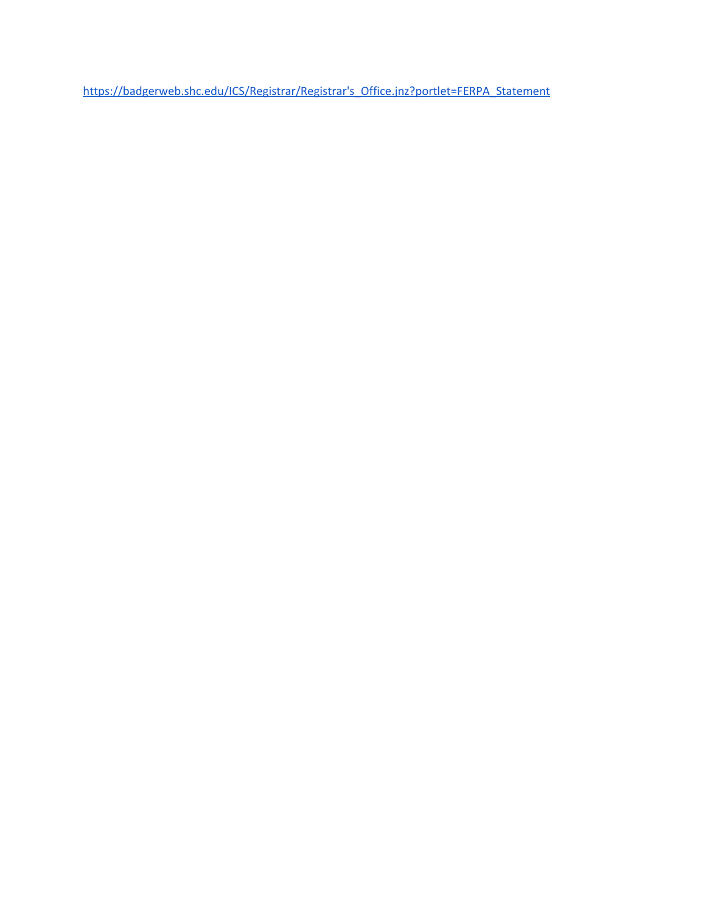https://badgerweb.shc.edu/ICS/Registrar/Registrar's_Office.jnz?portlet=FERPA_Statement